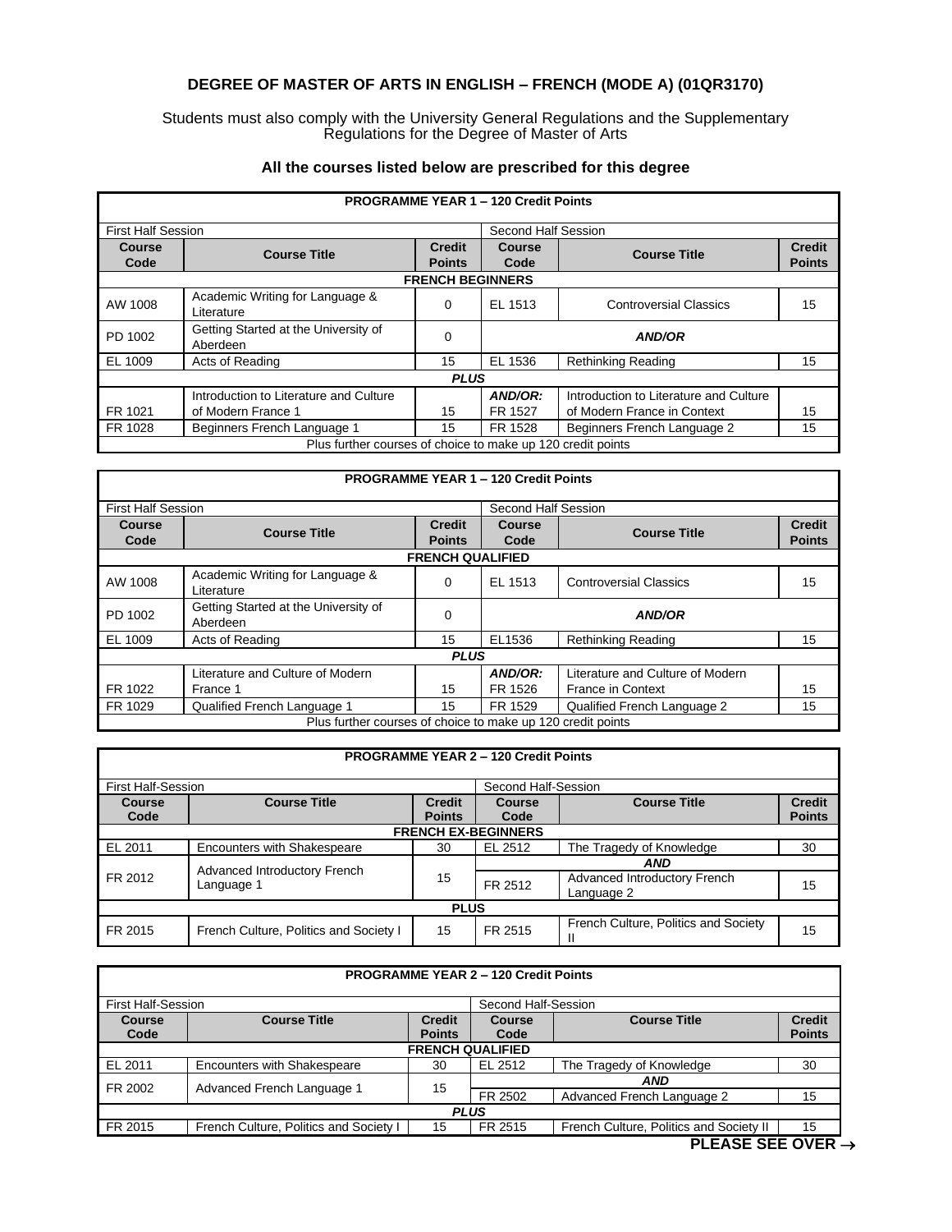# DEGREE OF MASTER OF ARTS IN ENGLISH – FRENCH (MODE A) (01QR3170)

Students must also comply with the University General Regulations and the Supplementary Regulations for the Degree of Master of Arts

## All the courses listed below are prescribed for this degree

| PROGRAMME YEAR 1 – 120 Credit Points | | | | | |
|---|---|---|---|---|---|
| First Half Session | | | Second Half Session | | |
| **Course Code** | **Course Title** | **Credit Points** | **Course Code** | **Course Title** | **Credit Points** |
| **FRENCH BEGINNERS** | | | | | |
| AW 1008 | Academic Writing for Language & Literature | 0 | EL 1513 | Controversial Classics | 15 |
| PD 1002 | Getting Started at the University of Aberdeen | 0 | ***AND/OR*** | | |
| EL 1009 | Acts of Reading | 15 | EL 1536 | Rethinking Reading | 15 |
| ***PLUS*** | | | | | |
| FR 1021 | Introduction to Literature and Culture of Modern France 1 | 15 | ***AND/OR:*** FR 1527 | Introduction to Literature and Culture of Modern France in Context | 15 |
| FR 1028 | Beginners French Language 1 | 15 | FR 1528 | Beginners French Language 2 | 15 |
| Plus further courses of choice to make up 120 credit points | | | | | |

| PROGRAMME YEAR 1 – 120 Credit Points | | | | | |
|---|---|---|---|---|---|
| First Half Session | | | Second Half Session | | |
| **Course Code** | **Course Title** | **Credit Points** | **Course Code** | **Course Title** | **Credit Points** |
| **FRENCH QUALIFIED** | | | | | |
| AW 1008 | Academic Writing for Language & Literature | 0 | EL 1513 | Controversial Classics | 15 |
| PD 1002 | Getting Started at the University of Aberdeen | 0 | ***AND/OR*** | | |
| EL 1009 | Acts of Reading | 15 | EL1536 | Rethinking Reading | 15 |
| ***PLUS*** | | | | | |
| FR 1022 | Literature and Culture of Modern France 1 | 15 | ***AND/OR:*** FR 1526 | Literature and Culture of Modern France in Context | 15 |
| FR 1029 | Qualified French Language 1 | 15 | FR 1529 | Qualified French Language 2 | 15 |
| Plus further courses of choice to make up 120 credit points | | | | | |

| PROGRAMME YEAR 2 – 120 Credit Points | | | | | |
|---|---|---|---|---|---|
| First Half-Session | | | Second Half-Session | | |
| **Course Code** | **Course Title** | **Credit Points** | **Course Code** | **Course Title** | **Credit Points** |
| **FRENCH EX-BEGINNERS** | | | | | |
| EL 2011 | Encounters with Shakespeare | 30 | EL 2512 | The Tragedy of Knowledge | 30 |
| FR 2012 | Advanced Introductory French Language 1 | 15 | ***AND*** | | |
| | | | FR 2512 | Advanced Introductory French Language 2 | 15 |
| ***PLUS*** | | | | | |
| FR 2015 | French Culture, Politics and Society I | 15 | FR 2515 | French Culture, Politics and Society II | 15 |

| PROGRAMME YEAR 2 – 120 Credit Points | | | | | |
|---|---|---|---|---|---|
| First Half-Session | | | Second Half-Session | | |
| **Course Code** | **Course Title** | **Credit Points** | **Course Code** | **Course Title** | **Credit Points** |
| **FRENCH QUALIFIED** | | | | | |
| EL 2011 | Encounters with Shakespeare | 30 | EL 2512 | The Tragedy of Knowledge | 30 |
| FR 2002 | Advanced French Language 1 | 15 | ***AND*** | | |
| | | | FR 2502 | Advanced French Language 2 | 15 |
| ***PLUS*** | | | | | |
| FR 2015 | French Culture, Politics and Society I | 15 | FR 2515 | French Culture, Politics and Society II | 15 |

**PLEASE SEE OVER →**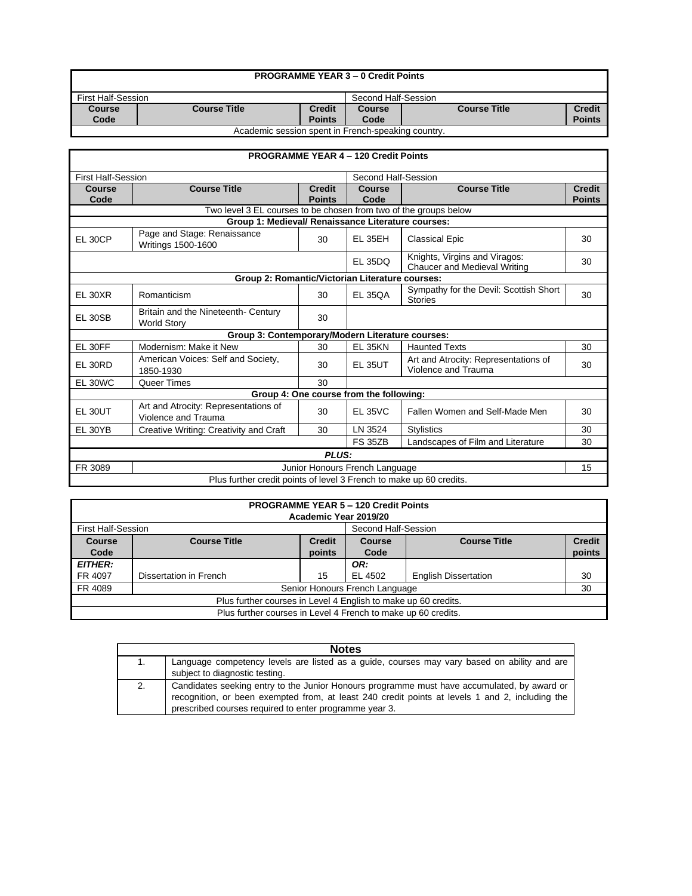| PROGRAMME YEAR 3 – 0 Credit Points | | | | | |
|---|---|---|---|---|---|
| First Half-Session | | | Second Half-Session | | |
| **Course Code** | **Course Title** | **Credit Points** | **Course Code** | **Course Title** | **Credit Points** |
| Academic session spent in French-speaking country. | | | | | |

| PROGRAMME YEAR 4 – 120 Credit Points | | | | | |
|---|---|---|---|---|---|
| First Half-Session | | | Second Half-Session | | |
| **Course Code** | **Course Title** | **Credit Points** | **Course Code** | **Course Title** | **Credit Points** |
| Two level 3 EL courses to be chosen from two of the groups below | | | | | |
| **Group 1: Medieval/ Renaissance Literature courses:** | | | | | |
| EL 30CP | Page and Stage: Renaissance Writings 1500-1600 | 30 | EL 35EH | Classical Epic | 30 |
| | | | EL 35DQ | Knights, Virgins and Viragos: Chaucer and Medieval Writing | 30 |
| **Group 2: Romantic/Victorian Literature courses:** | | | | | |
| EL 30XR | Romanticism | 30 | EL 35QA | Sympathy for the Devil: Scottish Short Stories | 30 |
| EL 30SB | Britain and the Nineteenth- Century World Story | 30 | | | |
| **Group 3: Contemporary/Modern Literature courses:** | | | | | |
| EL 30FF | Modernism: Make it New | 30 | EL 35KN | Haunted Texts | 30 |
| EL 30RD | American Voices: Self and Society, 1850-1930 | 30 | EL 35UT | Art and Atrocity: Representations of Violence and Trauma | 30 |
| EL 30WC | Queer Times | 30 | | | |
| **Group 4: One course from the following:** | | | | | |
| EL 30UT | Art and Atrocity: Representations of Violence and Trauma | 30 | EL 35VC | Fallen Women and Self-Made Men | 30 |
| EL 30YB | Creative Writing: Creativity and Craft | 30 | LN 3524 | Stylistics | 30 |
| | | | FS 35ZB | Landscapes of Film and Literature | 30 |
| ***PLUS:*** | | | | | |
| FR 3089 | Junior Honours French Language | | | | 15 |
| Plus further credit points of level 3 French to make up 60 credits. | | | | | |

| PROGRAMME YEAR 5 – 120 Credit Points<br>Academic Year 2019/20 | | | | | |
|---|---|---|---|---|---|
| First Half-Session | | | Second Half-Session | | |
| **Course Code** | **Course Title** | **Credit points** | **Course Code** | **Course Title** | **Credit points** |
| ***EITHER:*** | | | ***OR:*** | | |
| FR 4097 | Dissertation in French | 15 | EL 4502 | English Dissertation | 30 |
| FR 4089 | Senior Honours French Language | | | | 30 |
| Plus further courses in Level 4 English to make up 60 credits. | | | | | |
| Plus further courses in Level 4 French to make up 60 credits. | | | | | |

| Notes | |
|---|---|
| 1. | Language competency levels are listed as a guide, courses may vary based on ability and are subject to diagnostic testing. |
| 2. | Candidates seeking entry to the Junior Honours programme must have accumulated, by award or recognition, or been exempted from, at least 240 credit points at levels 1 and 2, including the prescribed courses required to enter programme year 3. |